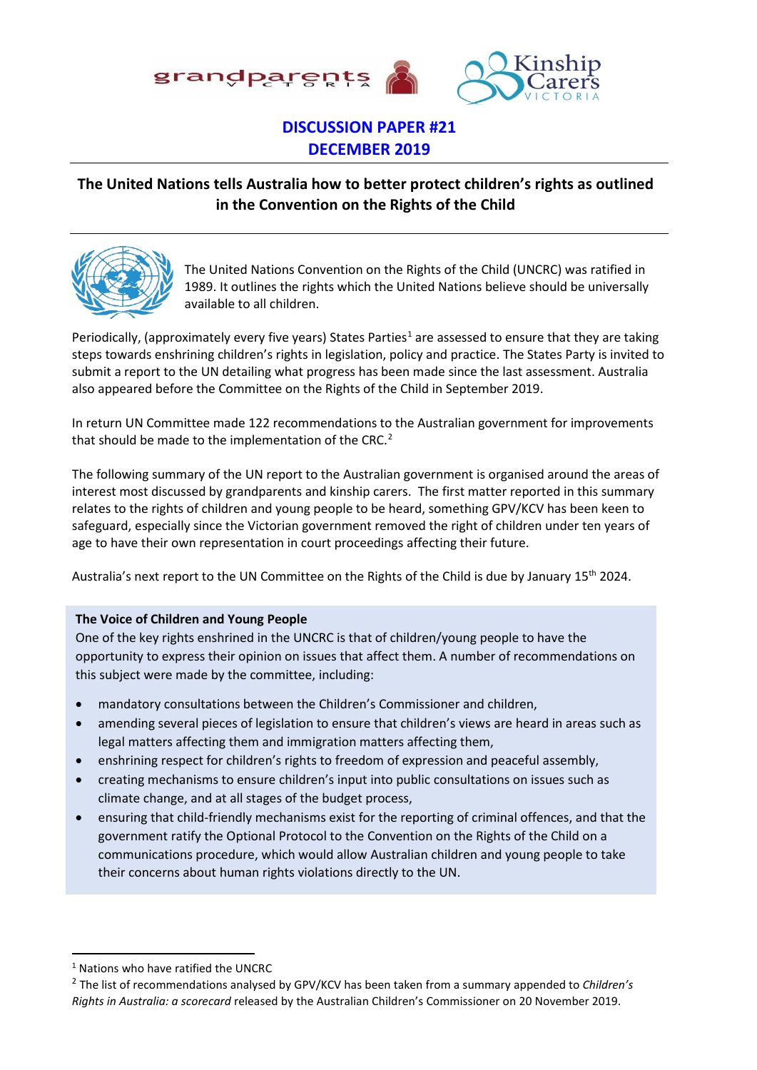# DISCUSSION PAPER #21
## DECEMBER 2019

## The United Nations tells Australia how to better protect children's rights as outlined in the Convention on the Rights of the Child

The United Nations Convention on the Rights of the Child (UNCRC) was ratified in 1989. It outlines the rights which the United Nations believe should be universally available to all children.

Periodically, (approximately every five years) States Parties[1] are assessed to ensure that they are taking steps towards enshrining children's rights in legislation, policy and practice. The States Party is invited to submit a report to the UN detailing what progress has been made since the last assessment. Australia also appeared before the Committee on the Rights of the Child in September 2019.

In return UN Committee made 122 recommendations to the Australian government for improvements that should be made to the implementation of the CRC.[2]

The following summary of the UN report to the Australian government is organised around the areas of interest most discussed by grandparents and kinship carers. The first matter reported in this summary relates to the rights of children and young people to be heard, something GPV/KCV has been keen to safeguard, especially since the Victorian government removed the right of children under ten years of age to have their own representation in court proceedings affecting their future.

Australia's next report to the UN Committee on the Rights of the Child is due by January 15th 2024.

**The Voice of Children and Young People**

One of the key rights enshrined in the UNCRC is that of children/young people to have the opportunity to express their opinion on issues that affect them. A number of recommendations on this subject were made by the committee, including:

- mandatory consultations between the Children's Commissioner and children,
- amending several pieces of legislation to ensure that children's views are heard in areas such as legal matters affecting them and immigration matters affecting them,
- enshrining respect for children's rights to freedom of expression and peaceful assembly,
- creating mechanisms to ensure children's input into public consultations on issues such as climate change, and at all stages of the budget process,
- ensuring that child-friendly mechanisms exist for the reporting of criminal offences, and that the government ratify the Optional Protocol to the Convention on the Rights of the Child on a communications procedure, which would allow Australian children and young people to take their concerns about human rights violations directly to the UN.

---

[1] Nations who have ratified the UNCRC

[2] The list of recommendations analysed by GPV/KCV has been taken from a summary appended to *Children's Rights in Australia: a scorecard* released by the Australian Children's Commissioner on 20 November 2019.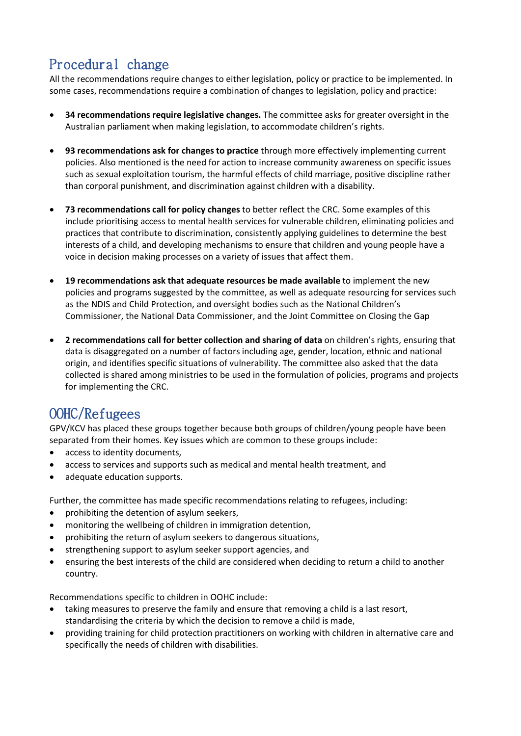## Procedural change

All the recommendations require changes to either legislation, policy or practice to be implemented. In some cases, recommendations require a combination of changes to legislation, policy and practice:

- **34 recommendations require legislative changes.** The committee asks for greater oversight in the Australian parliament when making legislation, to accommodate children's rights.

- **93 recommendations ask for changes to practice** through more effectively implementing current policies. Also mentioned is the need for action to increase community awareness on specific issues such as sexual exploitation tourism, the harmful effects of child marriage, positive discipline rather than corporal punishment, and discrimination against children with a disability.

- **73 recommendations call for policy changes** to better reflect the CRC. Some examples of this include prioritising access to mental health services for vulnerable children, eliminating policies and practices that contribute to discrimination, consistently applying guidelines to determine the best interests of a child, and developing mechanisms to ensure that children and young people have a voice in decision making processes on a variety of issues that affect them.

- **19 recommendations ask that adequate resources be made available** to implement the new policies and programs suggested by the committee, as well as adequate resourcing for services such as the NDIS and Child Protection, and oversight bodies such as the National Children's Commissioner, the National Data Commissioner, and the Joint Committee on Closing the Gap

- **2 recommendations call for better collection and sharing of data** on children's rights, ensuring that data is disaggregated on a number of factors including age, gender, location, ethnic and national origin, and identifies specific situations of vulnerability. The committee also asked that the data collected is shared among ministries to be used in the formulation of policies, programs and projects for implementing the CRC.

## OOHC/Refugees

GPV/KCV has placed these groups together because both groups of children/young people have been separated from their homes. Key issues which are common to these groups include:

- access to identity documents,
- access to services and supports such as medical and mental health treatment, and
- adequate education supports.

Further, the committee has made specific recommendations relating to refugees, including:

- prohibiting the detention of asylum seekers,
- monitoring the wellbeing of children in immigration detention,
- prohibiting the return of asylum seekers to dangerous situations,
- strengthening support to asylum seeker support agencies, and
- ensuring the best interests of the child are considered when deciding to return a child to another country.

Recommendations specific to children in OOHC include:

- taking measures to preserve the family and ensure that removing a child is a last resort, standardising the criteria by which the decision to remove a child is made,
- providing training for child protection practitioners on working with children in alternative care and specifically the needs of children with disabilities.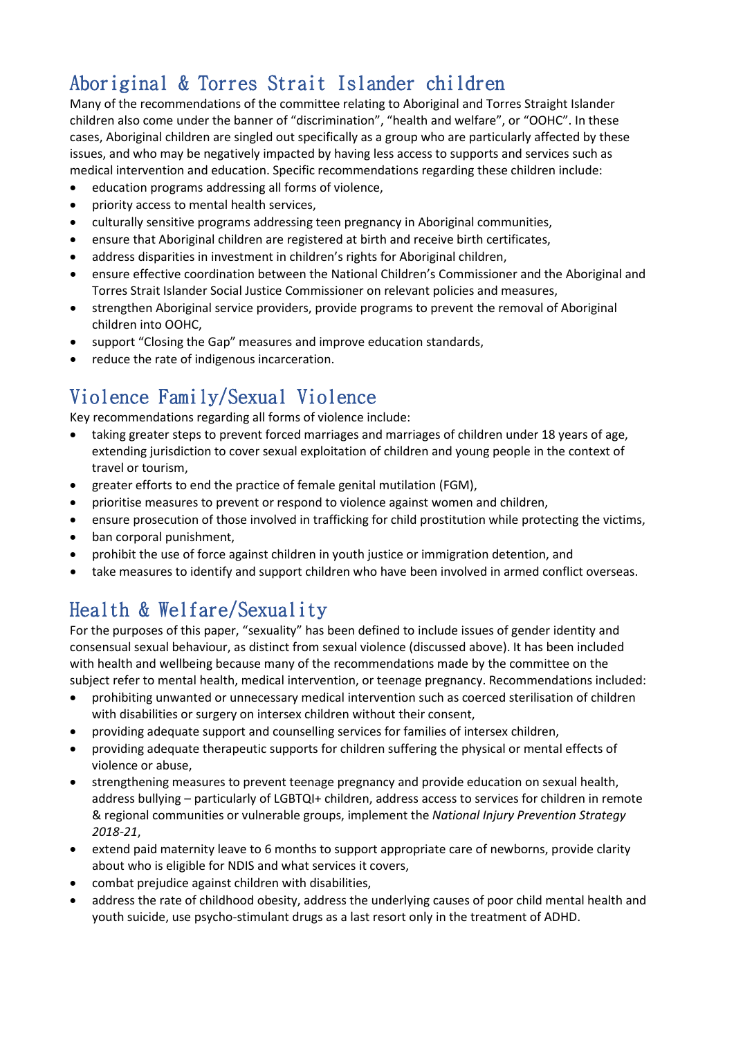## Aboriginal & Torres Strait Islander children

Many of the recommendations of the committee relating to Aboriginal and Torres Straight Islander children also come under the banner of "discrimination", "health and welfare", or "OOHC". In these cases, Aboriginal children are singled out specifically as a group who are particularly affected by these issues, and who may be negatively impacted by having less access to supports and services such as medical intervention and education. Specific recommendations regarding these children include:

- education programs addressing all forms of violence,
- priority access to mental health services,
- culturally sensitive programs addressing teen pregnancy in Aboriginal communities,
- ensure that Aboriginal children are registered at birth and receive birth certificates,
- address disparities in investment in children's rights for Aboriginal children,
- ensure effective coordination between the National Children's Commissioner and the Aboriginal and Torres Strait Islander Social Justice Commissioner on relevant policies and measures,
- strengthen Aboriginal service providers, provide programs to prevent the removal of Aboriginal children into OOHC,
- support "Closing the Gap" measures and improve education standards,
- reduce the rate of indigenous incarceration.

## Violence Family/Sexual Violence

Key recommendations regarding all forms of violence include:

- taking greater steps to prevent forced marriages and marriages of children under 18 years of age, extending jurisdiction to cover sexual exploitation of children and young people in the context of travel or tourism,
- greater efforts to end the practice of female genital mutilation (FGM),
- prioritise measures to prevent or respond to violence against women and children,
- ensure prosecution of those involved in trafficking for child prostitution while protecting the victims,
- ban corporal punishment,
- prohibit the use of force against children in youth justice or immigration detention, and
- take measures to identify and support children who have been involved in armed conflict overseas.

## Health & Welfare/Sexuality

For the purposes of this paper, "sexuality" has been defined to include issues of gender identity and consensual sexual behaviour, as distinct from sexual violence (discussed above). It has been included with health and wellbeing because many of the recommendations made by the committee on the subject refer to mental health, medical intervention, or teenage pregnancy. Recommendations included:

- prohibiting unwanted or unnecessary medical intervention such as coerced sterilisation of children with disabilities or surgery on intersex children without their consent,
- providing adequate support and counselling services for families of intersex children,
- providing adequate therapeutic supports for children suffering the physical or mental effects of violence or abuse,
- strengthening measures to prevent teenage pregnancy and provide education on sexual health, address bullying – particularly of LGBTQI+ children, address access to services for children in remote & regional communities or vulnerable groups, implement the *National Injury Prevention Strategy 2018-21*,
- extend paid maternity leave to 6 months to support appropriate care of newborns, provide clarity about who is eligible for NDIS and what services it covers,
- combat prejudice against children with disabilities,
- address the rate of childhood obesity, address the underlying causes of poor child mental health and youth suicide, use psycho-stimulant drugs as a last resort only in the treatment of ADHD.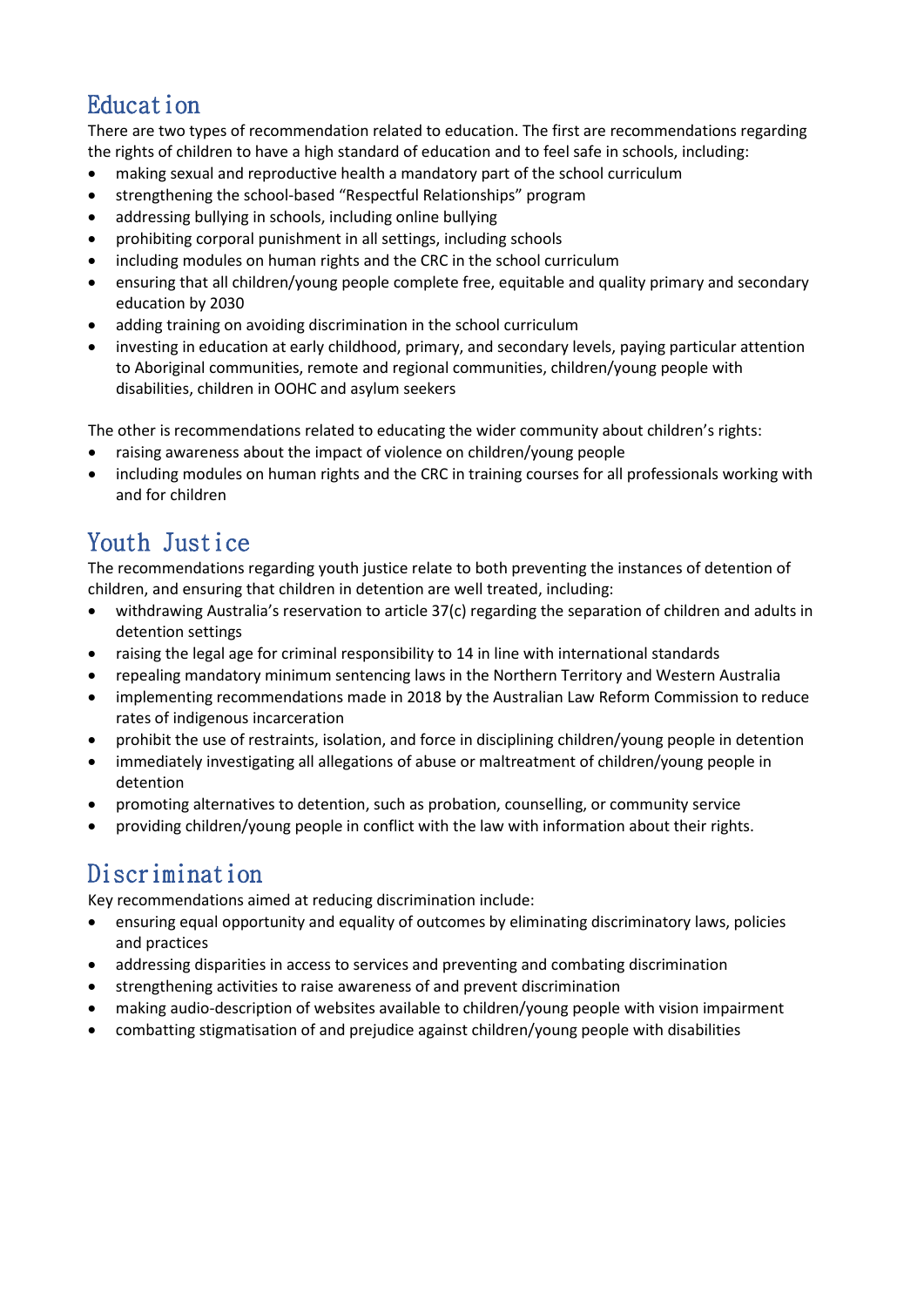## Education

There are two types of recommendation related to education. The first are recommendations regarding the rights of children to have a high standard of education and to feel safe in schools, including:

- making sexual and reproductive health a mandatory part of the school curriculum
- strengthening the school-based "Respectful Relationships" program
- addressing bullying in schools, including online bullying
- prohibiting corporal punishment in all settings, including schools
- including modules on human rights and the CRC in the school curriculum
- ensuring that all children/young people complete free, equitable and quality primary and secondary education by 2030
- adding training on avoiding discrimination in the school curriculum
- investing in education at early childhood, primary, and secondary levels, paying particular attention to Aboriginal communities, remote and regional communities, children/young people with disabilities, children in OOHC and asylum seekers

The other is recommendations related to educating the wider community about children's rights:

- raising awareness about the impact of violence on children/young people
- including modules on human rights and the CRC in training courses for all professionals working with and for children

## Youth Justice

The recommendations regarding youth justice relate to both preventing the instances of detention of children, and ensuring that children in detention are well treated, including:

- withdrawing Australia's reservation to article 37(c) regarding the separation of children and adults in detention settings
- raising the legal age for criminal responsibility to 14 in line with international standards
- repealing mandatory minimum sentencing laws in the Northern Territory and Western Australia
- implementing recommendations made in 2018 by the Australian Law Reform Commission to reduce rates of indigenous incarceration
- prohibit the use of restraints, isolation, and force in disciplining children/young people in detention
- immediately investigating all allegations of abuse or maltreatment of children/young people in detention
- promoting alternatives to detention, such as probation, counselling, or community service
- providing children/young people in conflict with the law with information about their rights.

## Discrimination

Key recommendations aimed at reducing discrimination include:

- ensuring equal opportunity and equality of outcomes by eliminating discriminatory laws, policies and practices
- addressing disparities in access to services and preventing and combating discrimination
- strengthening activities to raise awareness of and prevent discrimination
- making audio-description of websites available to children/young people with vision impairment
- combatting stigmatisation of and prejudice against children/young people with disabilities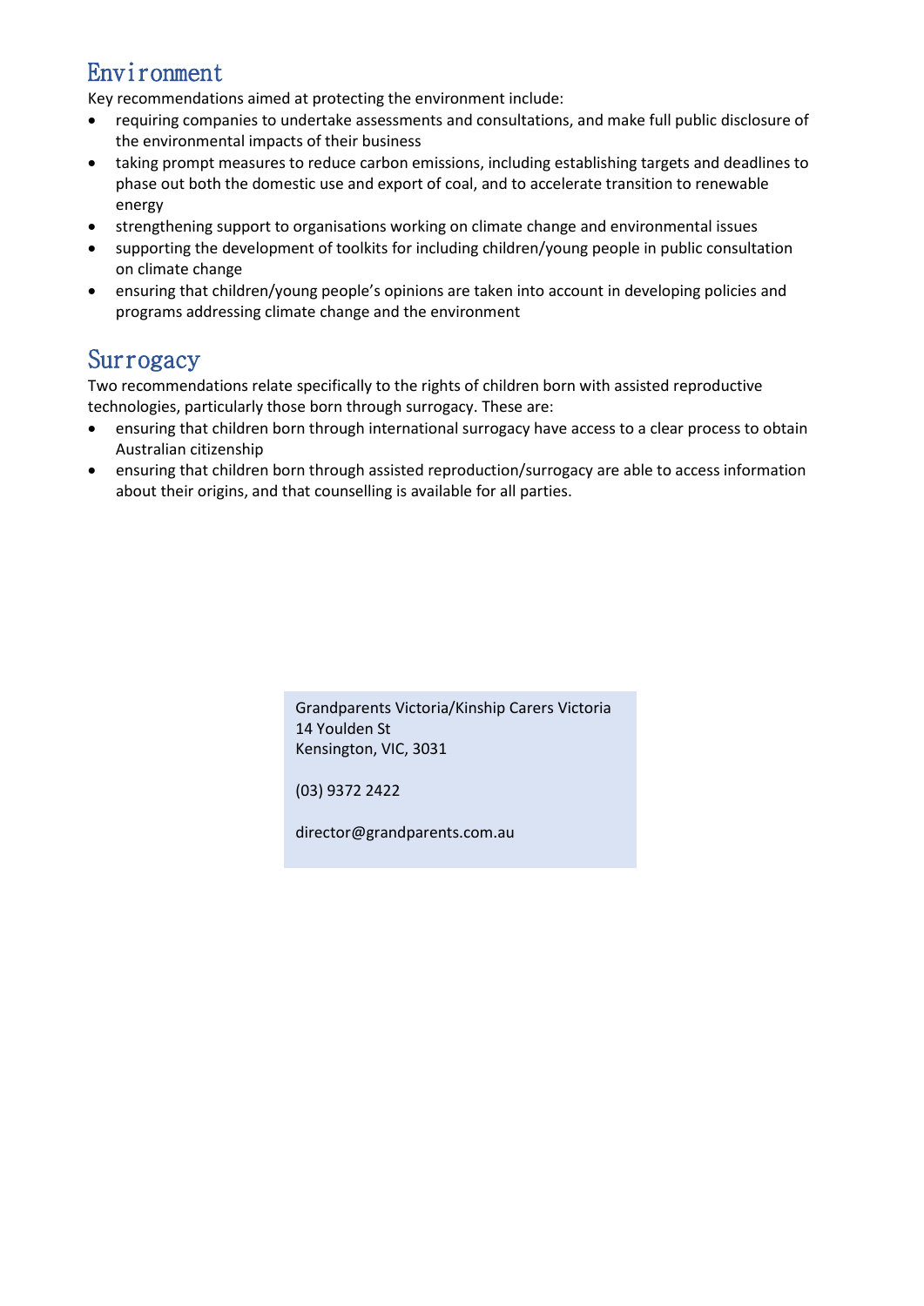## Environment

Key recommendations aimed at protecting the environment include:

- requiring companies to undertake assessments and consultations, and make full public disclosure of the environmental impacts of their business
- taking prompt measures to reduce carbon emissions, including establishing targets and deadlines to phase out both the domestic use and export of coal, and to accelerate transition to renewable energy
- strengthening support to organisations working on climate change and environmental issues
- supporting the development of toolkits for including children/young people in public consultation on climate change
- ensuring that children/young people's opinions are taken into account in developing policies and programs addressing climate change and the environment

## Surrogacy

Two recommendations relate specifically to the rights of children born with assisted reproductive technologies, particularly those born through surrogacy. These are:

- ensuring that children born through international surrogacy have access to a clear process to obtain Australian citizenship
- ensuring that children born through assisted reproduction/surrogacy are able to access information about their origins, and that counselling is available for all parties.

Grandparents Victoria/Kinship Carers Victoria
14 Youlden St
Kensington, VIC, 3031

(03) 9372 2422

director@grandparents.com.au